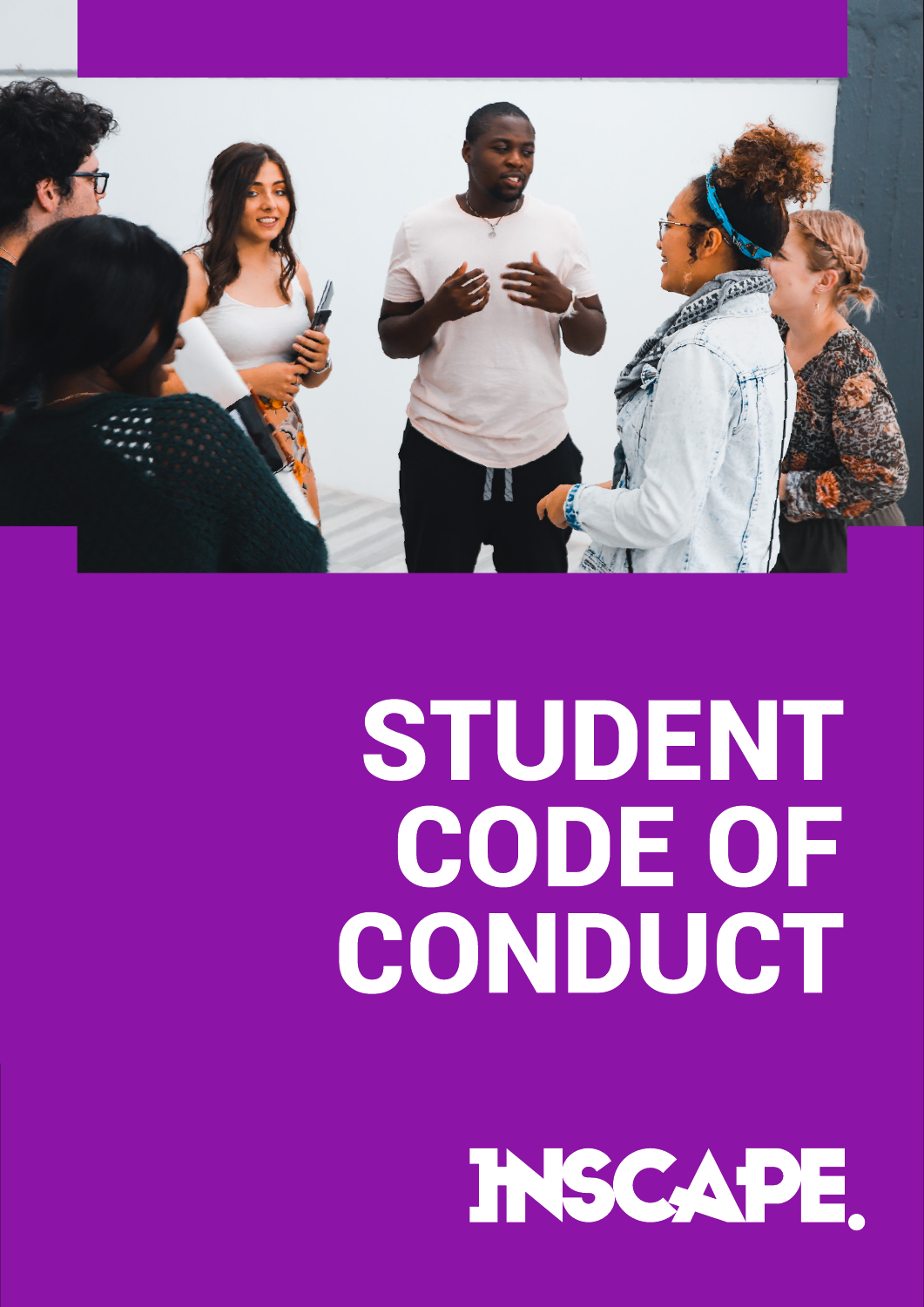# STUDENT CODE OF CONDUCT

INSCAPE.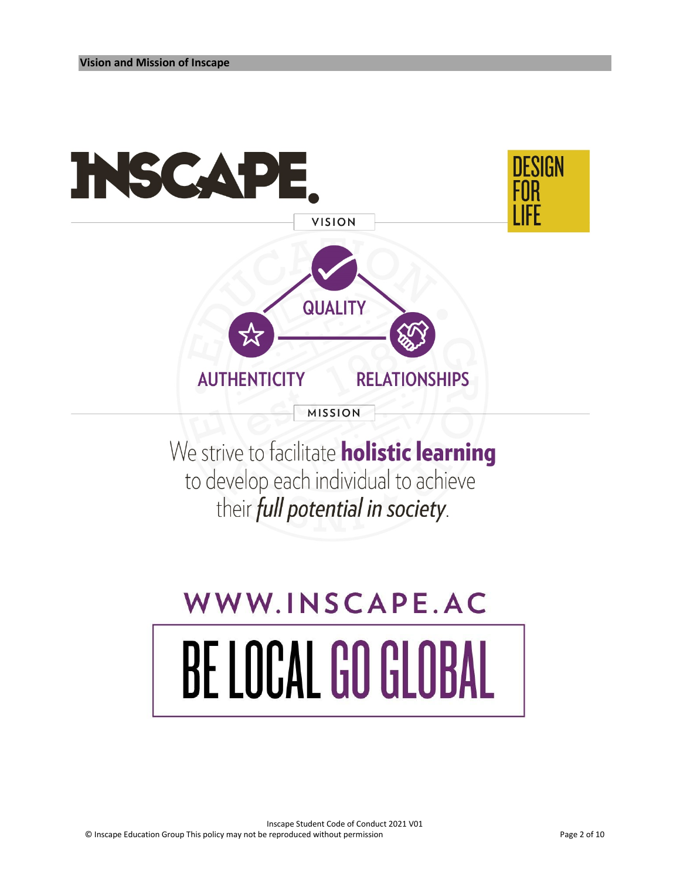## Vision and Mission of Inscape

INSCAPE.

DESIGN FOR LIFE

VISION

QUALITY

AUTHENTICITY

RELATIONSHIPS

MISSION

We strive to facilitate **holistic learning** to develop each individual to achieve their ***full potential in society***.

WWW.INSCAPE.AC

BE LOCAL GO GLOBAL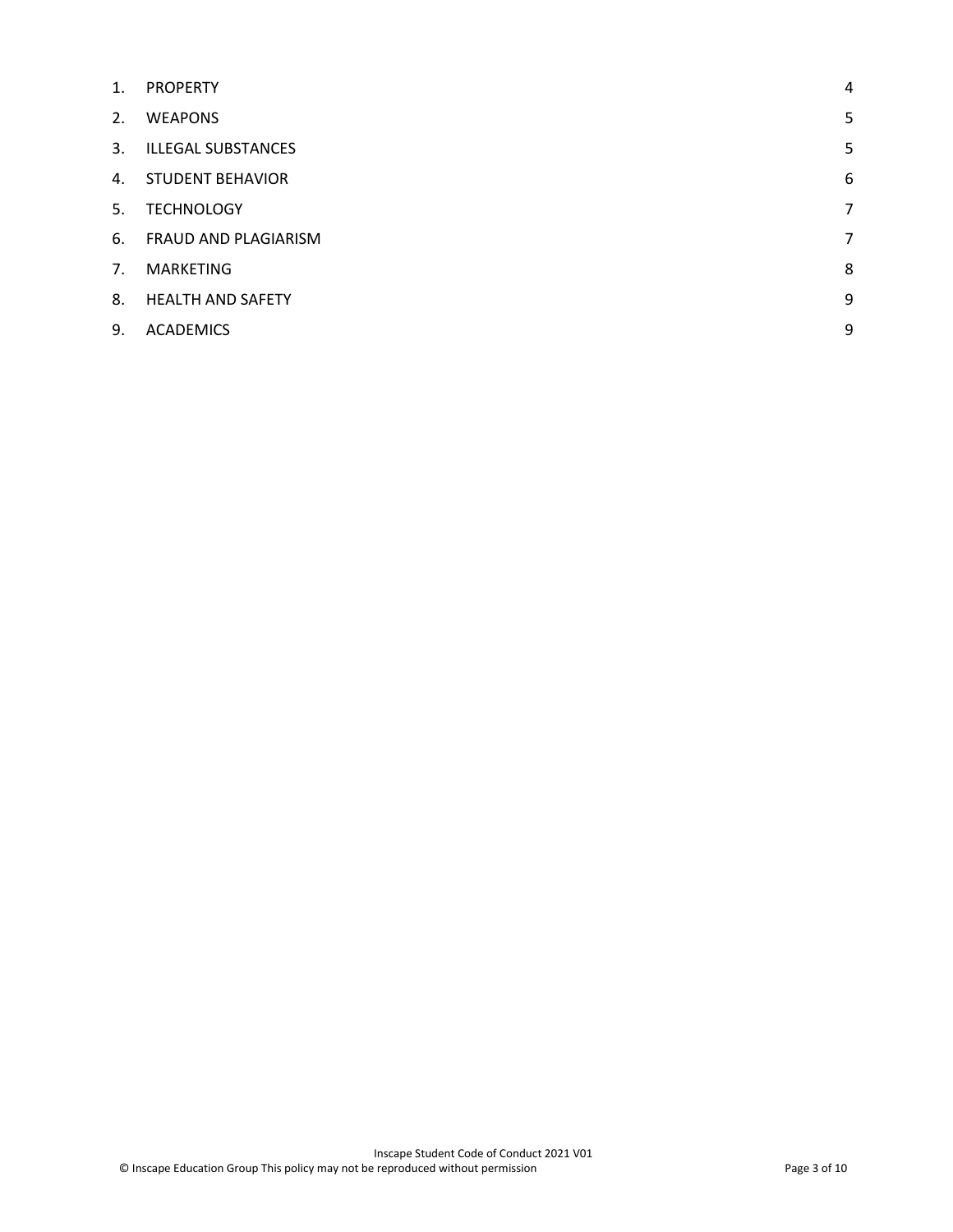| | | |
|---|---|---|
| 1. | PROPERTY | 4 |
| 2. | WEAPONS | 5 |
| 3. | ILLEGAL SUBSTANCES | 5 |
| 4. | STUDENT BEHAVIOR | 6 |
| 5. | TECHNOLOGY | 7 |
| 6. | FRAUD AND PLAGIARISM | 7 |
| 7. | MARKETING | 8 |
| 8. | HEALTH AND SAFETY | 9 |
| 9. | ACADEMICS | 9 |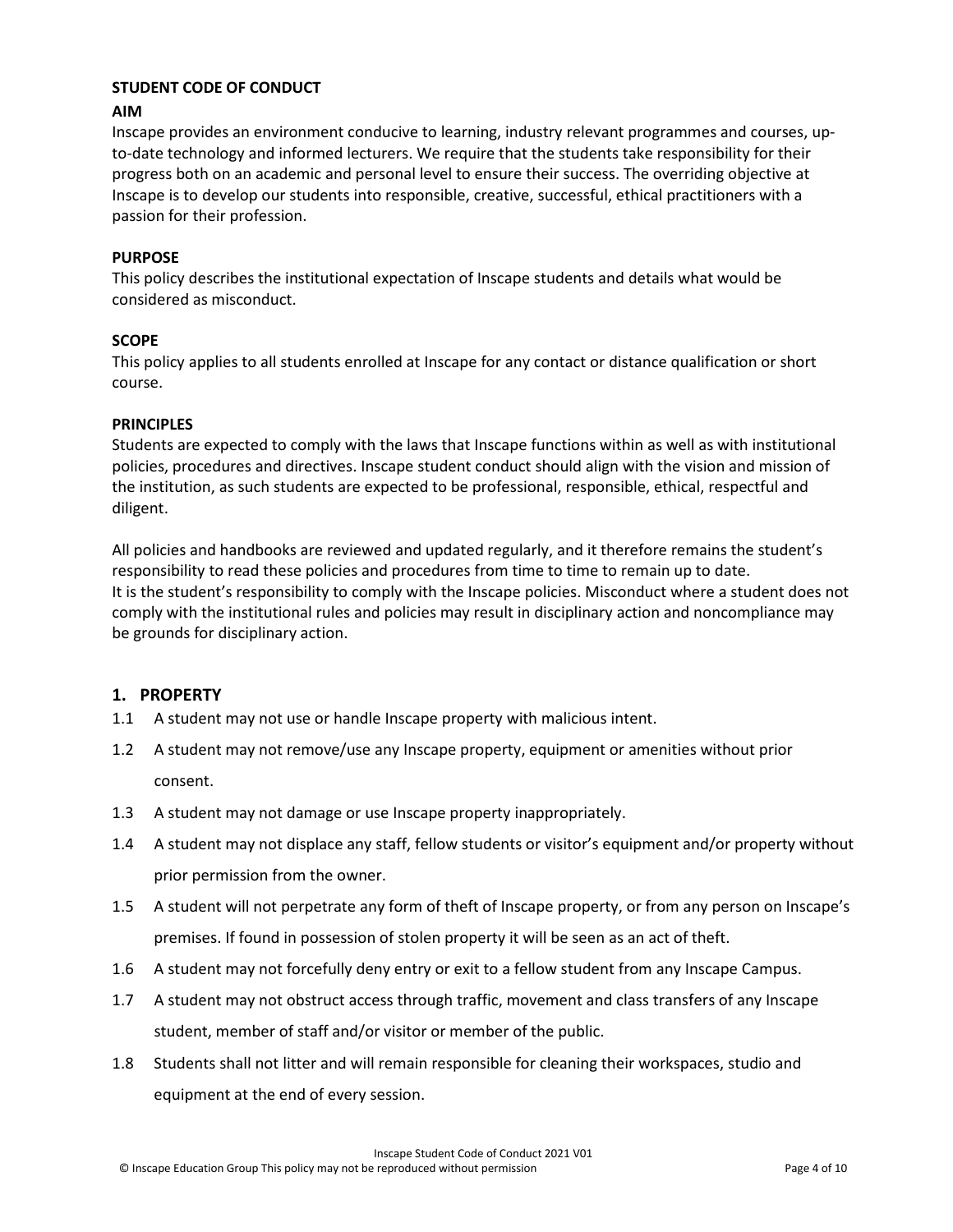**STUDENT CODE OF CONDUCT**

**AIM**

Inscape provides an environment conducive to learning, industry relevant programmes and courses, up-to-date technology and informed lecturers. We require that the students take responsibility for their progress both on an academic and personal level to ensure their success. The overriding objective at Inscape is to develop our students into responsible, creative, successful, ethical practitioners with a passion for their profession.

**PURPOSE**

This policy describes the institutional expectation of Inscape students and details what would be considered as misconduct.

**SCOPE**

This policy applies to all students enrolled at Inscape for any contact or distance qualification or short course.

**PRINCIPLES**

Students are expected to comply with the laws that Inscape functions within as well as with institutional policies, procedures and directives. Inscape student conduct should align with the vision and mission of the institution, as such students are expected to be professional, responsible, ethical, respectful and diligent.

All policies and handbooks are reviewed and updated regularly, and it therefore remains the student's responsibility to read these policies and procedures from time to time to remain up to date. It is the student's responsibility to comply with the Inscape policies. Misconduct where a student does not comply with the institutional rules and policies may result in disciplinary action and noncompliance may be grounds for disciplinary action.

## 1. PROPERTY

1.1 A student may not use or handle Inscape property with malicious intent.

1.2 A student may not remove/use any Inscape property, equipment or amenities without prior consent.

1.3 A student may not damage or use Inscape property inappropriately.

1.4 A student may not displace any staff, fellow students or visitor's equipment and/or property without prior permission from the owner.

1.5 A student will not perpetrate any form of theft of Inscape property, or from any person on Inscape's premises. If found in possession of stolen property it will be seen as an act of theft.

1.6 A student may not forcefully deny entry or exit to a fellow student from any Inscape Campus.

1.7 A student may not obstruct access through traffic, movement and class transfers of any Inscape student, member of staff and/or visitor or member of the public.

1.8 Students shall not litter and will remain responsible for cleaning their workspaces, studio and equipment at the end of every session.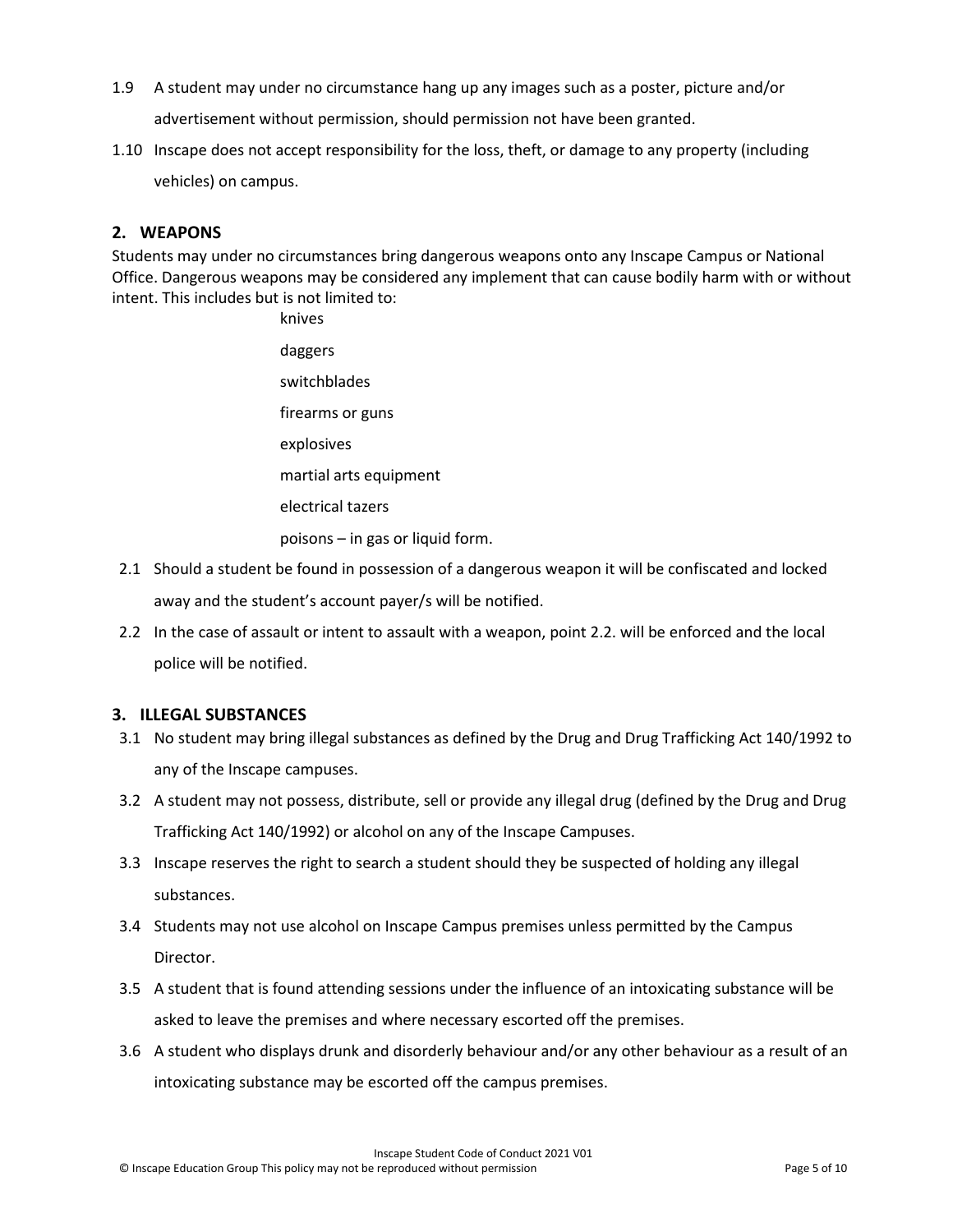1.9 A student may under no circumstance hang up any images such as a poster, picture and/or advertisement without permission, should permission not have been granted.

1.10 Inscape does not accept responsibility for the loss, theft, or damage to any property (including vehicles) on campus.

## 2. WEAPONS

Students may under no circumstances bring dangerous weapons onto any Inscape Campus or National Office. Dangerous weapons may be considered any implement that can cause bodily harm with or without intent. This includes but is not limited to:

- knives
- daggers
- switchblades
- firearms or guns
- explosives
- martial arts equipment
- electrical tazers
- poisons – in gas or liquid form.

2.1 Should a student be found in possession of a dangerous weapon it will be confiscated and locked away and the student's account payer/s will be notified.

2.2 In the case of assault or intent to assault with a weapon, point 2.2. will be enforced and the local police will be notified.

## 3. ILLEGAL SUBSTANCES

3.1 No student may bring illegal substances as defined by the Drug and Drug Trafficking Act 140/1992 to any of the Inscape campuses.

3.2 A student may not possess, distribute, sell or provide any illegal drug (defined by the Drug and Drug Trafficking Act 140/1992) or alcohol on any of the Inscape Campuses.

3.3 Inscape reserves the right to search a student should they be suspected of holding any illegal substances.

3.4 Students may not use alcohol on Inscape Campus premises unless permitted by the Campus Director.

3.5 A student that is found attending sessions under the influence of an intoxicating substance will be asked to leave the premises and where necessary escorted off the premises.

3.6 A student who displays drunk and disorderly behaviour and/or any other behaviour as a result of an intoxicating substance may be escorted off the campus premises.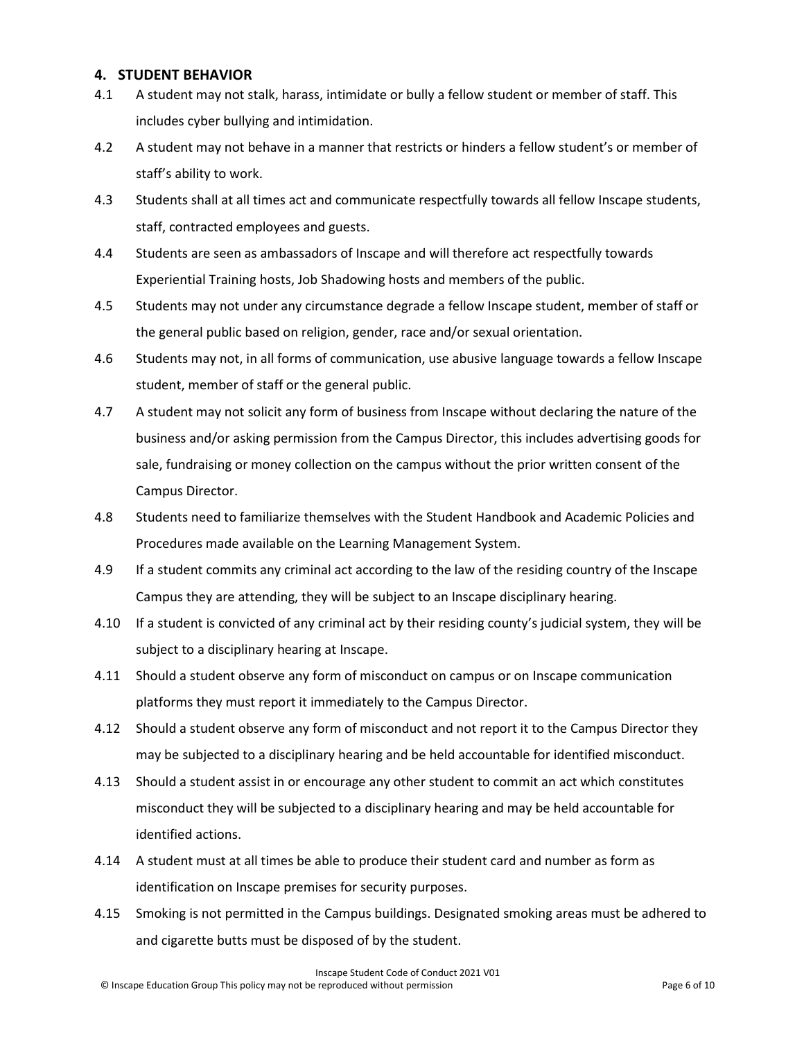## 4. STUDENT BEHAVIOR

4.1 A student may not stalk, harass, intimidate or bully a fellow student or member of staff. This includes cyber bullying and intimidation.

4.2 A student may not behave in a manner that restricts or hinders a fellow student's or member of staff's ability to work.

4.3 Students shall at all times act and communicate respectfully towards all fellow Inscape students, staff, contracted employees and guests.

4.4 Students are seen as ambassadors of Inscape and will therefore act respectfully towards Experiential Training hosts, Job Shadowing hosts and members of the public.

4.5 Students may not under any circumstance degrade a fellow Inscape student, member of staff or the general public based on religion, gender, race and/or sexual orientation.

4.6 Students may not, in all forms of communication, use abusive language towards a fellow Inscape student, member of staff or the general public.

4.7 A student may not solicit any form of business from Inscape without declaring the nature of the business and/or asking permission from the Campus Director, this includes advertising goods for sale, fundraising or money collection on the campus without the prior written consent of the Campus Director.

4.8 Students need to familiarize themselves with the Student Handbook and Academic Policies and Procedures made available on the Learning Management System.

4.9 If a student commits any criminal act according to the law of the residing country of the Inscape Campus they are attending, they will be subject to an Inscape disciplinary hearing.

4.10 If a student is convicted of any criminal act by their residing county's judicial system, they will be subject to a disciplinary hearing at Inscape.

4.11 Should a student observe any form of misconduct on campus or on Inscape communication platforms they must report it immediately to the Campus Director.

4.12 Should a student observe any form of misconduct and not report it to the Campus Director they may be subjected to a disciplinary hearing and be held accountable for identified misconduct.

4.13 Should a student assist in or encourage any other student to commit an act which constitutes misconduct they will be subjected to a disciplinary hearing and may be held accountable for identified actions.

4.14 A student must at all times be able to produce their student card and number as form as identification on Inscape premises for security purposes.

4.15 Smoking is not permitted in the Campus buildings. Designated smoking areas must be adhered to and cigarette butts must be disposed of by the student.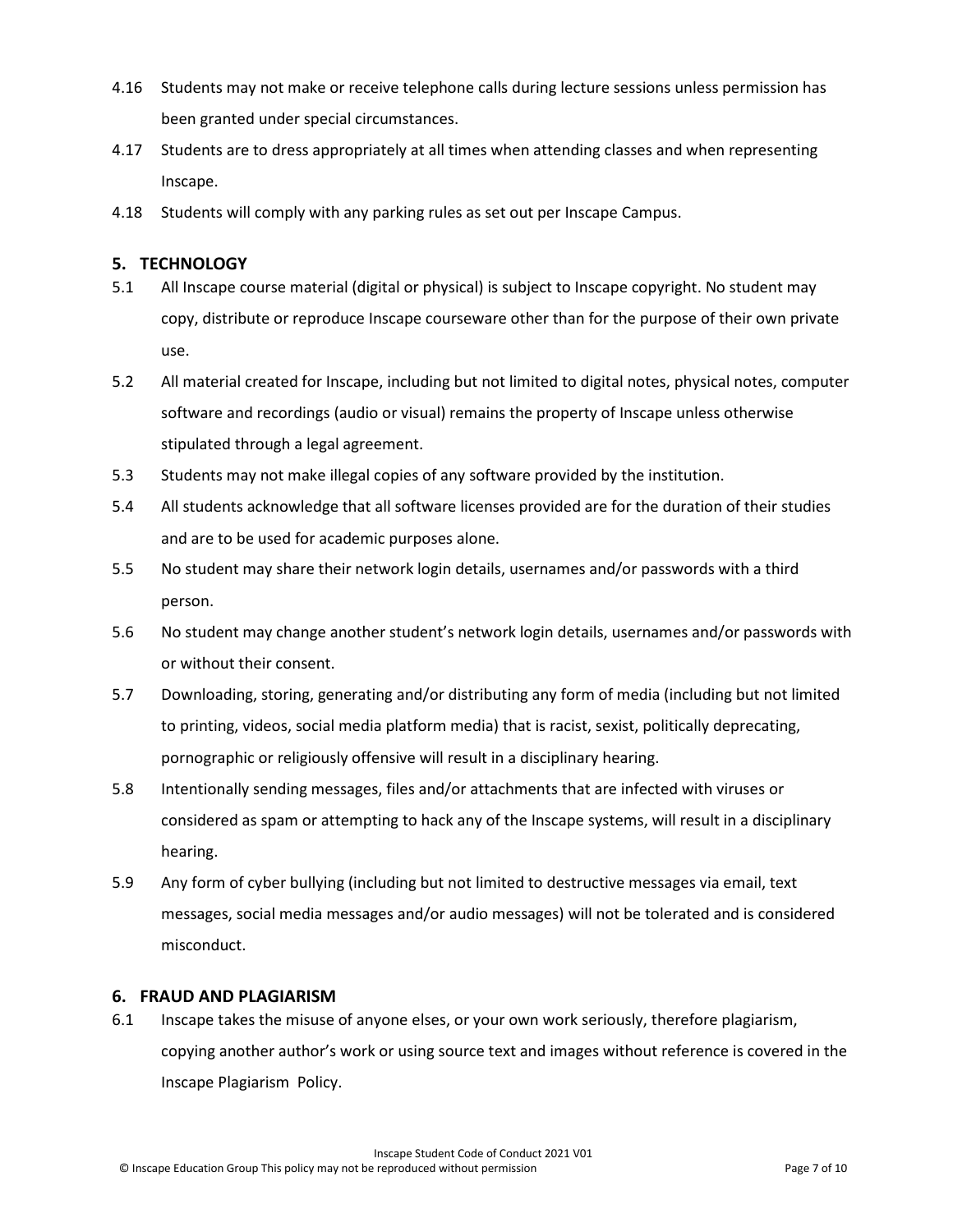4.16 Students may not make or receive telephone calls during lecture sessions unless permission has been granted under special circumstances.

4.17 Students are to dress appropriately at all times when attending classes and when representing Inscape.

4.18 Students will comply with any parking rules as set out per Inscape Campus.

## 5. TECHNOLOGY

5.1 All Inscape course material (digital or physical) is subject to Inscape copyright. No student may copy, distribute or reproduce Inscape courseware other than for the purpose of their own private use.

5.2 All material created for Inscape, including but not limited to digital notes, physical notes, computer software and recordings (audio or visual) remains the property of Inscape unless otherwise stipulated through a legal agreement.

5.3 Students may not make illegal copies of any software provided by the institution.

5.4 All students acknowledge that all software licenses provided are for the duration of their studies and are to be used for academic purposes alone.

5.5 No student may share their network login details, usernames and/or passwords with a third person.

5.6 No student may change another student's network login details, usernames and/or passwords with or without their consent.

5.7 Downloading, storing, generating and/or distributing any form of media (including but not limited to printing, videos, social media platform media) that is racist, sexist, politically deprecating, pornographic or religiously offensive will result in a disciplinary hearing.

5.8 Intentionally sending messages, files and/or attachments that are infected with viruses or considered as spam or attempting to hack any of the Inscape systems, will result in a disciplinary hearing.

5.9 Any form of cyber bullying (including but not limited to destructive messages via email, text messages, social media messages and/or audio messages) will not be tolerated and is considered misconduct.

## 6. FRAUD AND PLAGIARISM

6.1 Inscape takes the misuse of anyone elses, or your own work seriously, therefore plagiarism, copying another author's work or using source text and images without reference is covered in the Inscape Plagiarism Policy.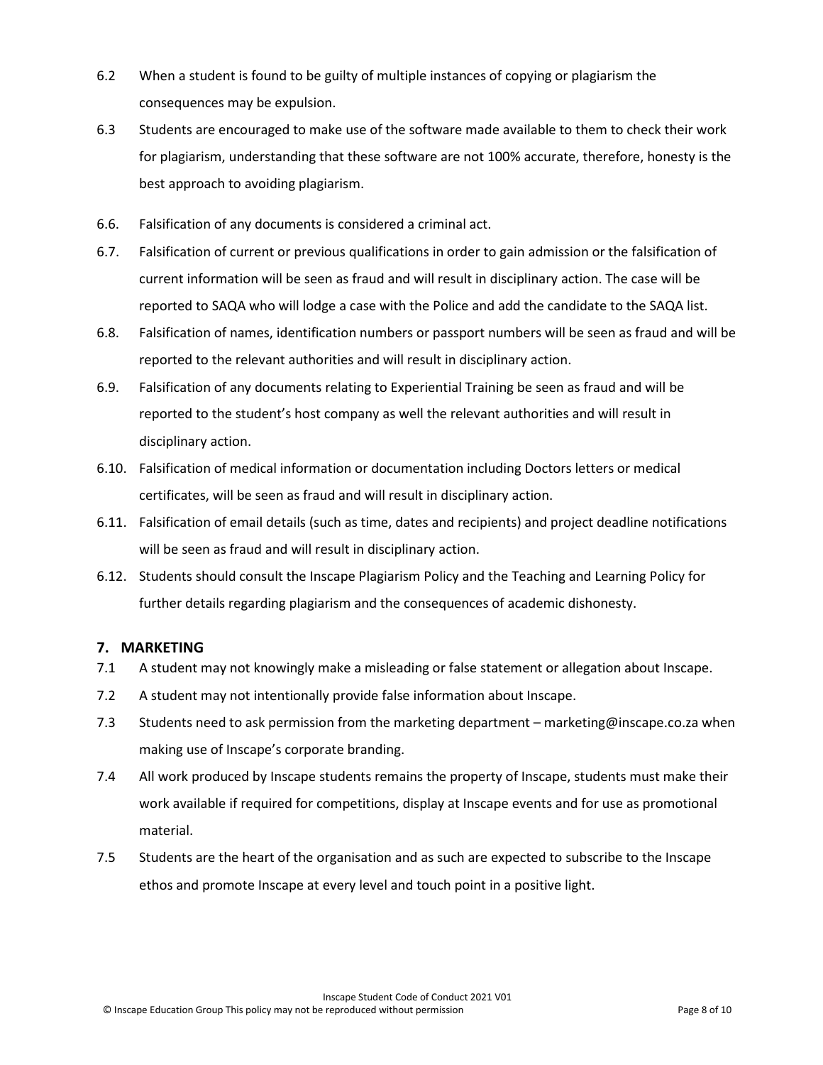6.2 When a student is found to be guilty of multiple instances of copying or plagiarism the consequences may be expulsion.

6.3 Students are encouraged to make use of the software made available to them to check their work for plagiarism, understanding that these software are not 100% accurate, therefore, honesty is the best approach to avoiding plagiarism.

6.6. Falsification of any documents is considered a criminal act.

6.7. Falsification of current or previous qualifications in order to gain admission or the falsification of current information will be seen as fraud and will result in disciplinary action. The case will be reported to SAQA who will lodge a case with the Police and add the candidate to the SAQA list.

6.8. Falsification of names, identification numbers or passport numbers will be seen as fraud and will be reported to the relevant authorities and will result in disciplinary action.

6.9. Falsification of any documents relating to Experiential Training be seen as fraud and will be reported to the student's host company as well the relevant authorities and will result in disciplinary action.

6.10. Falsification of medical information or documentation including Doctors letters or medical certificates, will be seen as fraud and will result in disciplinary action.

6.11. Falsification of email details (such as time, dates and recipients) and project deadline notifications will be seen as fraud and will result in disciplinary action.

6.12. Students should consult the Inscape Plagiarism Policy and the Teaching and Learning Policy for further details regarding plagiarism and the consequences of academic dishonesty.

## 7. MARKETING

7.1 A student may not knowingly make a misleading or false statement or allegation about Inscape.

7.2 A student may not intentionally provide false information about Inscape.

7.3 Students need to ask permission from the marketing department – marketing@inscape.co.za when making use of Inscape's corporate branding.

7.4 All work produced by Inscape students remains the property of Inscape, students must make their work available if required for competitions, display at Inscape events and for use as promotional material.

7.5 Students are the heart of the organisation and as such are expected to subscribe to the Inscape ethos and promote Inscape at every level and touch point in a positive light.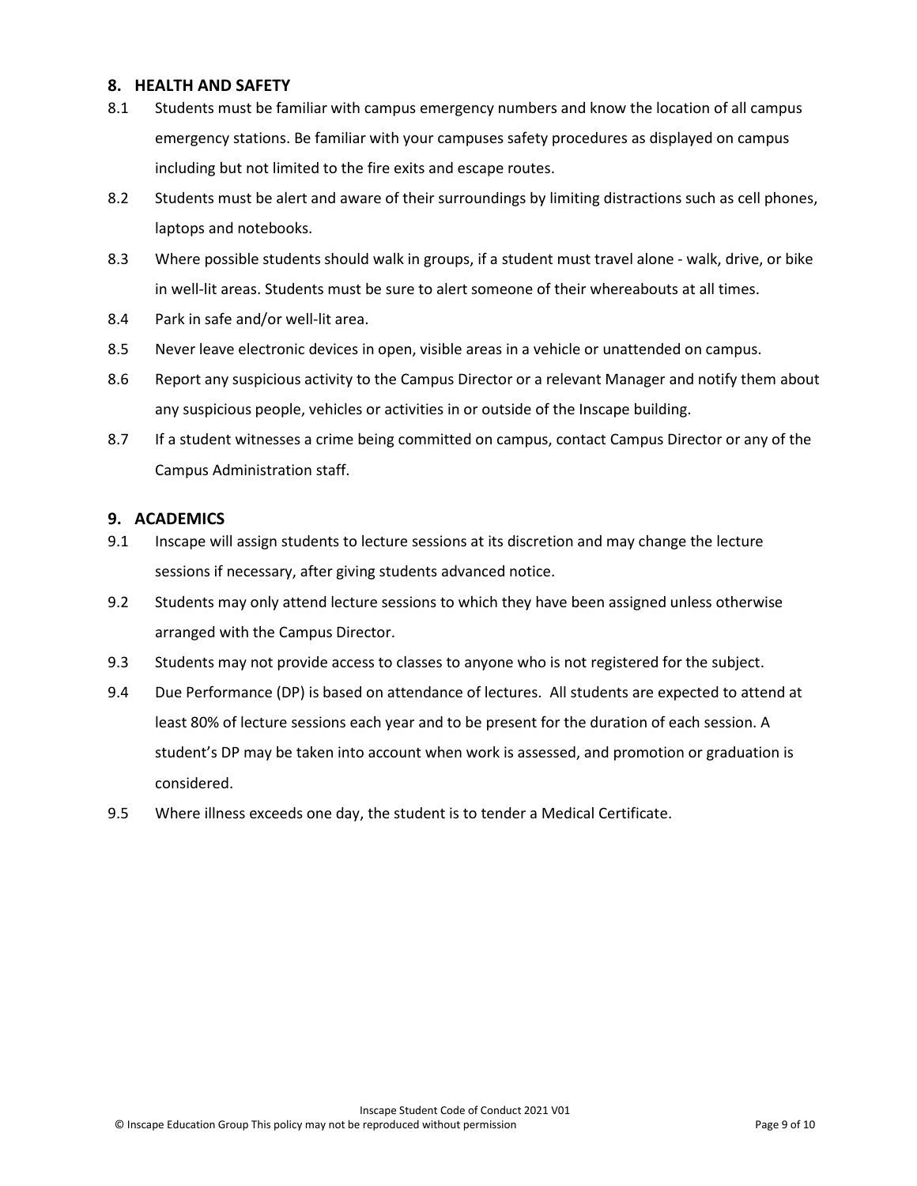## 8. HEALTH AND SAFETY

8.1 Students must be familiar with campus emergency numbers and know the location of all campus emergency stations. Be familiar with your campuses safety procedures as displayed on campus including but not limited to the fire exits and escape routes.

8.2 Students must be alert and aware of their surroundings by limiting distractions such as cell phones, laptops and notebooks.

8.3 Where possible students should walk in groups, if a student must travel alone - walk, drive, or bike in well-lit areas. Students must be sure to alert someone of their whereabouts at all times.

8.4 Park in safe and/or well-lit area.

8.5 Never leave electronic devices in open, visible areas in a vehicle or unattended on campus.

8.6 Report any suspicious activity to the Campus Director or a relevant Manager and notify them about any suspicious people, vehicles or activities in or outside of the Inscape building.

8.7 If a student witnesses a crime being committed on campus, contact Campus Director or any of the Campus Administration staff.

## 9. ACADEMICS

9.1 Inscape will assign students to lecture sessions at its discretion and may change the lecture sessions if necessary, after giving students advanced notice.

9.2 Students may only attend lecture sessions to which they have been assigned unless otherwise arranged with the Campus Director.

9.3 Students may not provide access to classes to anyone who is not registered for the subject.

9.4 Due Performance (DP) is based on attendance of lectures. All students are expected to attend at least 80% of lecture sessions each year and to be present for the duration of each session. A student's DP may be taken into account when work is assessed, and promotion or graduation is considered.

9.5 Where illness exceeds one day, the student is to tender a Medical Certificate.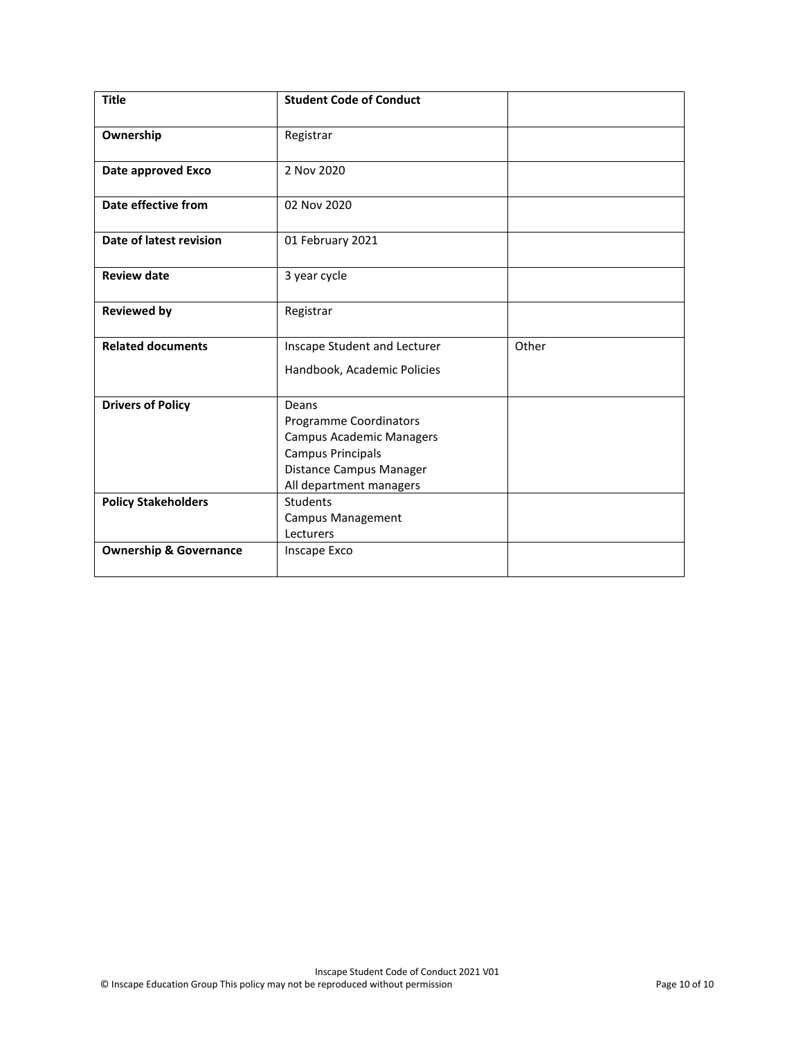| | | |
|---|---|---|
| **Title** | **Student Code of Conduct** | |
| **Ownership** | Registrar | |
| **Date approved Exco** | 2 Nov 2020 | |
| **Date effective from** | 02 Nov 2020 | |
| **Date of latest revision** | 01 February 2021 | |
| **Review date** | 3 year cycle | |
| **Reviewed by** | Registrar | |
| **Related documents** | Inscape Student and Lecturer Handbook, Academic Policies | Other |
| **Drivers of Policy** | Deans<br>Programme Coordinators<br>Campus Academic Managers<br>Campus Principals<br>Distance Campus Manager<br>All department managers | |
| **Policy Stakeholders** | Students<br>Campus Management<br>Lecturers | |
| **Ownership & Governance** | Inscape Exco | |